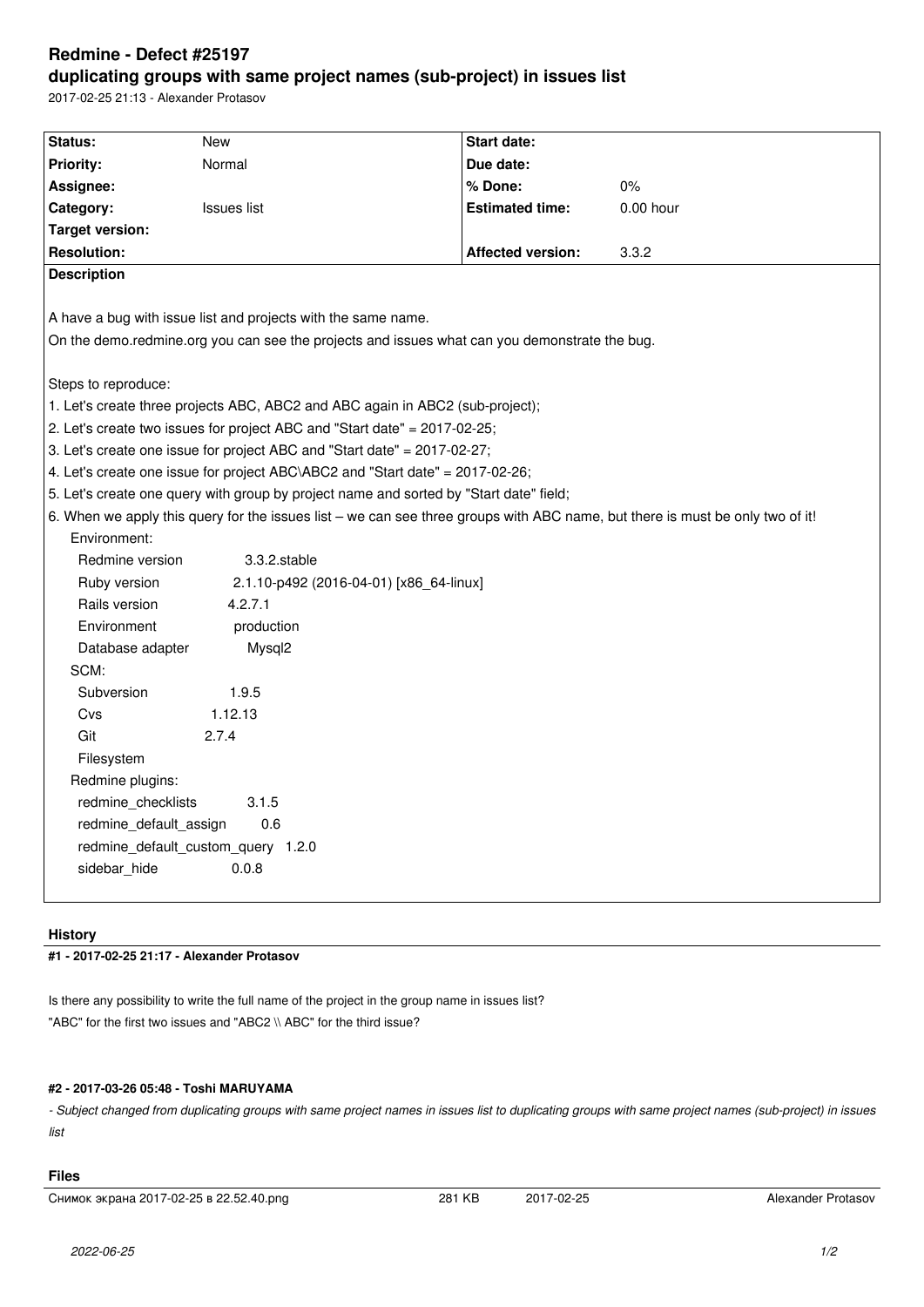# Redmine - Defect #25197

## duplicating groups with same project names (sub-project) in issues list

2017-02-25 21:13 - Alexander Protasov

| | | | |
|---|---|---|---|
| **Status:** | New | **Start date:** | |
| **Priority:** | Normal | **Due date:** | |
| **Assignee:** | | **% Done:** | 0% |
| **Category:** | Issues list | **Estimated time:** | 0.00 hour |
| **Target version:** | | | |
| **Resolution:** | | **Affected version:** | 3.3.2 |

**Description**

A have a bug with issue list and projects with the same name.

On the demo.redmine.org you can see the projects and issues what can you demonstrate the bug.

Steps to reproduce:

1. Let's create three projects ABC, ABC2 and ABC again in ABC2 (sub-project);
2. Let's create two issues for project ABC and "Start date" = 2017-02-25;
3. Let's create one issue for project ABC and "Start date" = 2017-02-27;
4. Let's create one issue for project ABC\ABC2 and "Start date" = 2017-02-26;
5. Let's create one query with group by project name and sorted by "Start date" field;
6. When we apply this query for the issues list – we can see three groups with ABC name, but there is must be only two of it!

```
Environment:
  Redmine version          3.3.2.stable
  Ruby version             2.1.10-p492 (2016-04-01) [x86_64-linux]
  Rails version            4.2.7.1
  Environment              production
  Database adapter         Mysql2
SCM:
  Subversion               1.9.5
  Cvs                      1.12.13
  Git                      2.7.4
  Filesystem
Redmine plugins:
  redmine_checklists       3.1.5
  redmine_default_assign   0.6
  redmine_default_custom_query 1.2.0
  sidebar_hide             0.0.8
```

### History

#### #1 - 2017-02-25 21:17 - Alexander Protasov

Is there any possibility to write the full name of the project in the group name in issues list?
"ABC" for the first two issues and "ABC2 \\ ABC" for the third issue?

#### #2 - 2017-03-26 05:48 - Toshi MARUYAMA

*- Subject changed from duplicating groups with same project names in issues list to duplicating groups with same project names (sub-project) in issues list*

### Files

| | | | |
|---|---|---|---|
| Снимок экрана 2017-02-25 в 22.52.40.png | 281 KB | 2017-02-25 | Alexander Protasov |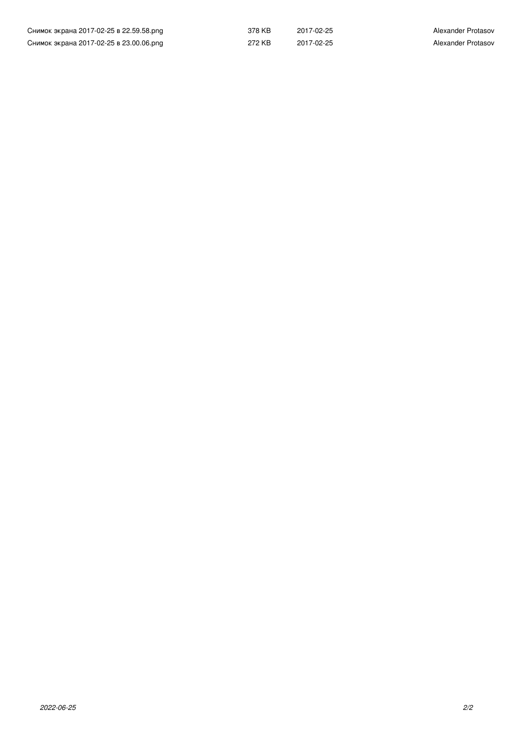| | | | |
|---|---|---|---|
| Снимок экрана 2017-02-25 в 22.59.58.png | 378 KB | 2017-02-25 | Alexander Protasov |
| Снимок экрана 2017-02-25 в 23.00.06.png | 272 KB | 2017-02-25 | Alexander Protasov |